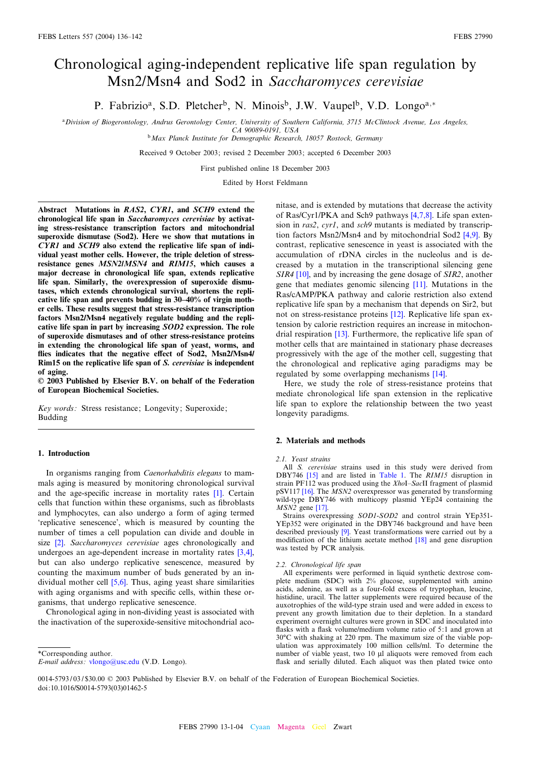# Chronological aging-independent replicative life span regulation by Msn2/Msn4 and Sod2 in *Saccharomyces cerevisiae*

P. Fabrizio[a], S.D. Pletcher[b], N. Minois[b], J.W. Vaupel[b], V.D. Longo[a,*]

[a] Division of Biogerontology, Andrus Gerontology Center, University of Southern California, 3715 McClintock Avenue, Los Angeles, CA 90089-0191, USA

[b] Max Planck Institute for Demographic Research, 18057 Rostock, Germany

Received 9 October 2003; revised 2 December 2003; accepted 6 December 2003

First published online 18 December 2003

Edited by Horst Feldmann

**Abstract** **Mutations in *RAS2*, *CYR1*, and *SCH9* extend the chronological life span in *Saccharomyces cerevisiae* by activating stress-resistance transcription factors and mitochondrial superoxide dismutase (Sod2). Here we show that mutations in *CYR1* and *SCH9* also extend the replicative life span of individual yeast mother cells. However, the triple deletion of stress-resistance genes *MSN2*/*MSN4* and *RIM15*, which causes a major decrease in chronological life span, extends replicative life span. Similarly, the overexpression of superoxide dismutases, which extends chronological survival, shortens the replicative life span and prevents budding in 30–40% of virgin mother cells. These results suggest that stress-resistance transcription factors Msn2/Msn4 negatively regulate budding and the replicative life span in part by increasing *SOD2* expression. The role of superoxide dismutases and of other stress-resistance proteins in extending the chronological life span of yeast, worms, and flies indicates that the negative effect of Sod2, Msn2/Msn4/Rim15 on the replicative life span of *S. cerevisiae* is independent of aging.**

**© 2003 Published by Elsevier B.V. on behalf of the Federation of European Biochemical Societies.**

*Key words:* Stress resistance; Longevity; Superoxide; Budding

## 1. Introduction

In organisms ranging from *Caenorhabditis elegans* to mammals aging is measured by monitoring chronological survival and the age-specific increase in mortality rates [1]. Certain cells that function within these organisms, such as fibroblasts and lymphocytes, can also undergo a form of aging termed 'replicative senescence', which is measured by counting the number of times a cell population can divide and double in size [2]. *Saccharomyces cerevisiae* ages chronologically and undergoes an age-dependent increase in mortality rates [3,4], but can also undergo replicative senescence, measured by counting the maximum number of buds generated by an individual mother cell [5,6]. Thus, aging yeast share similarities with aging organisms and with specific cells, within these organisms, that undergo replicative senescence.

Chronological aging in non-dividing yeast is associated with the inactivation of the superoxide-sensitive mitochondrial aconitase, and is extended by mutations that decrease the activity of Ras/Cyr1/PKA and Sch9 pathways [4,7,8]. Life span extension in *ras2*, *cyr1*, and *sch9* mutants is mediated by transcription factors Msn2/Msn4 and by mitochondrial Sod2 [4,9]. By contrast, replicative senescence in yeast is associated with the accumulation of rDNA circles in the nucleolus and is decreased by a mutation in the transcriptional silencing gene *SIR4* [10], and by increasing the gene dosage of *SIR2*, another gene that mediates genomic silencing [11]. Mutations in the Ras/cAMP/PKA pathway and calorie restriction also extend replicative life span by a mechanism that depends on Sir2, but not on stress-resistance proteins [12]. Replicative life span extension by calorie restriction requires an increase in mitochondrial respiration [13]. Furthermore, the replicative life span of mother cells that are maintained in stationary phase decreases progressively with the age of the mother cell, suggesting that the chronological and replicative aging paradigms may be regulated by some overlapping mechanisms [14].

Here, we study the role of stress-resistance proteins that mediate chronological life span extension in the replicative life span to explore the relationship between the two yeast longevity paradigms.

## 2. Materials and methods

### 2.1. Yeast strains

All *S. cerevisiae* strains used in this study were derived from DBY746 [15] and are listed in Table 1. The *RIM15* disruption in strain PF112 was produced using the *Xho*I–*Sac*II fragment of plasmid pSV117 [16]. The *MSN2* overexpressor was generated by transforming wild-type DBY746 with multicopy plasmid YEp24 containing the *MSN2* gene [17].

Strains overexpressing *SOD1-SOD2* and control strain YEp351-YEp352 were originated in the DBY746 background and have been described previously [9]. Yeast transformations were carried out by a modification of the lithium acetate method [18] and gene disruption was tested by PCR analysis.

### 2.2. Chronological life span

All experiments were performed in liquid synthetic dextrose complete medium (SDC) with 2% glucose, supplemented with amino acids, adenine, as well as a four-fold excess of tryptophan, leucine, histidine, uracil. The latter supplements were required because of the auxotrophies of the wild-type strain used and were added in excess to prevent any growth limitation due to their depletion. In a standard experiment overnight cultures were grown in SDC and inoculated into flasks with a flask volume/medium volume ratio of 5:1 and grown at 30°C with shaking at 220 rpm. The maximum size of the viable population was approximately 100 million cells/ml. To determine the number of viable yeast, two 10 μl aliquots were removed from each flask and serially diluted. Each aliquot was then plated twice onto

*Corresponding author.
E-mail address: vlongo@usc.edu (V.D. Longo).

0014-5793/03/$30.00 © 2003 Published by Elsevier B.V. on behalf of the Federation of European Biochemical Societies.
doi:10.1016/S0014-5793(03)01462-5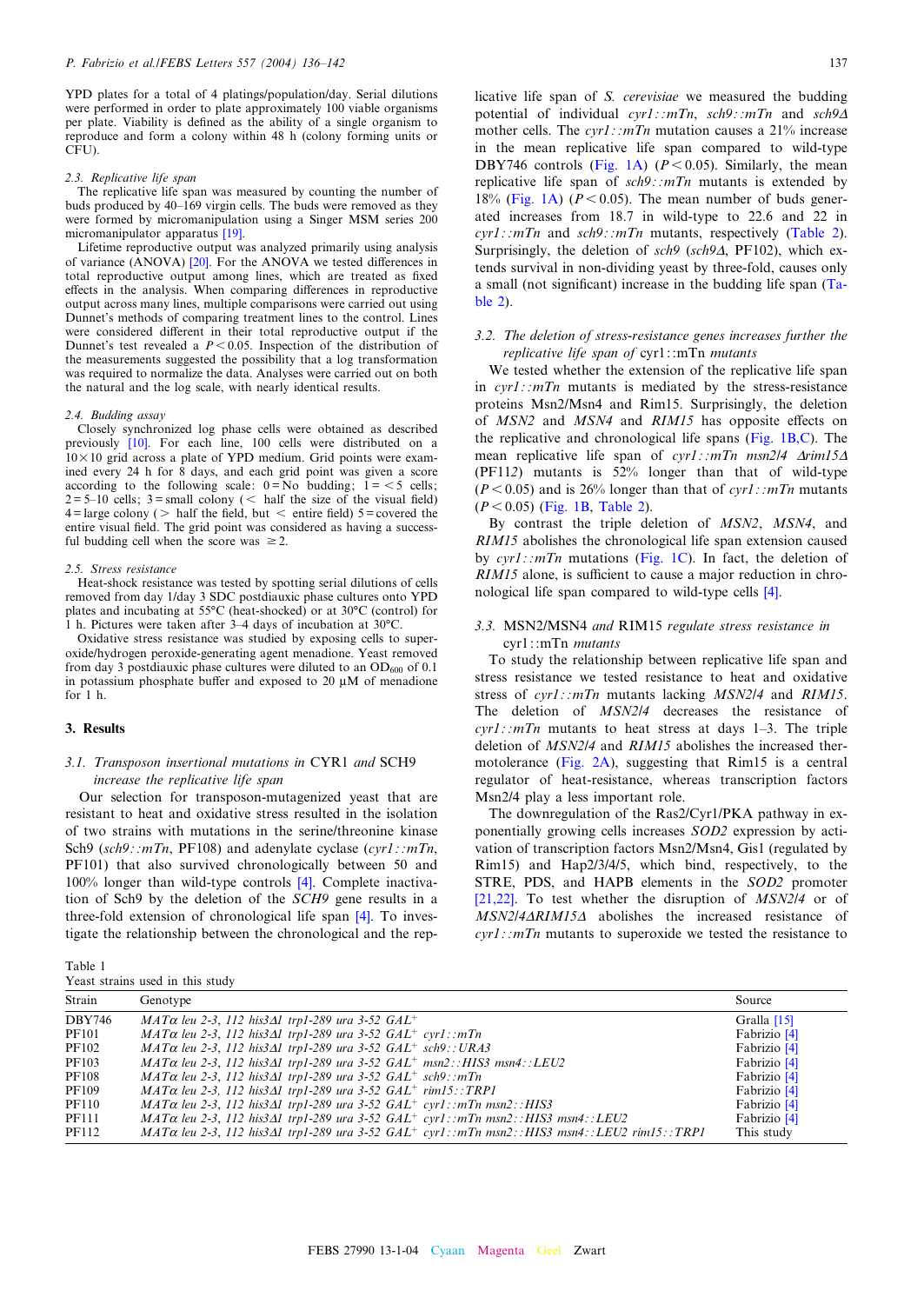YPD plates for a total of 4 platings/population/day. Serial dilutions were performed in order to plate approximately 100 viable organisms per plate. Viability is defined as the ability of a single organism to reproduce and form a colony within 48 h (colony forming units or CFU).

### 2.3. Replicative life span

The replicative life span was measured by counting the number of buds produced by 40–169 virgin cells. The buds were removed as they were formed by micromanipulation using a Singer MSM series 200 micromanipulator apparatus [19].

Lifetime reproductive output was analyzed primarily using analysis of variance (ANOVA) [20]. For the ANOVA we tested differences in total reproductive output among lines, which are treated as fixed effects in the analysis. When comparing differences in reproductive output across many lines, multiple comparisons were carried out using Dunnet's methods of comparing treatment lines to the control. Lines were considered different in their total reproductive output if the Dunnet's test revealed a $P < 0.05$. Inspection of the distribution of the measurements suggested the possibility that a log transformation was required to normalize the data. Analyses were carried out on both the natural and the log scale, with nearly identical results.

### 2.4. Budding assay

Closely synchronized log phase cells were obtained as described previously [10]. For each line, 100 cells were distributed on a 10×10 grid across a plate of YPD medium. Grid points were examined every 24 h for 8 days, and each grid point was given a score according to the following scale: 0 = No budding; 1 = < 5 cells; 2 = 5–10 cells; 3 = small colony (< half the size of the visual field) 4 = large colony (> half the field, but < entire field) 5 = covered the entire visual field. The grid point was considered as having a successful budding cell when the score was ≥2.

### 2.5. Stress resistance

Heat-shock resistance was tested by spotting serial dilutions of cells removed from day 1/day 3 SDC postdiauxic phase cultures onto YPD plates and incubating at 55°C (heat-shocked) or at 30°C (control) for 1 h. Pictures were taken after 3–4 days of incubation at 30°C.

Oxidative stress resistance was studied by exposing cells to superoxide/hydrogen peroxide-generating agent menadione. Yeast removed from day 3 postdiauxic phase cultures were diluted to an $OD_{600}$ of 0.1 in potassium phosphate buffer and exposed to 20 μM of menadione for 1 h.

## 3. Results

### 3.1. Transposon insertional mutations in CYR1 and SCH9 increase the replicative life span

Our selection for transposon-mutagenized yeast that are resistant to heat and oxidative stress resulted in the isolation of two strains with mutations in the serine/threonine kinase Sch9 (*sch9::mTn*, PF108) and adenylate cyclase (*cyr1::mTn*, PF101) that also survived chronologically between 50 and 100% longer than wild-type controls [4]. Complete inactivation of Sch9 by the deletion of the *SCH9* gene results in a three-fold extension of chronological life span [4]. To investigate the relationship between the chronological and the replicative life span of *S. cerevisiae* we measured the budding potential of individual *cyr1::mTn*, *sch9::mTn* and *sch9Δ* mother cells. The *cyr1::mTn* mutation causes a 21% increase in the mean replicative life span compared to wild-type DBY746 controls (Fig. 1A) ($P < 0.05$). Similarly, the mean replicative life span of *sch9::mTn* mutants is extended by 18% (Fig. 1A) ($P < 0.05$). The mean number of buds generated increases from 18.7 in wild-type to 22.6 and 22 in *cyr1::mTn* and *sch9::mTn* mutants, respectively (Table 2). Surprisingly, the deletion of *sch9* (*sch9Δ*, PF102), which extends survival in non-dividing yeast by three-fold, causes only a small (not significant) increase in the budding life span (Table 2).

### 3.2. The deletion of stress-resistance genes increases further the replicative life span of cyr1::mTn mutants

We tested whether the extension of the replicative life span in *cyr1::mTn* mutants is mediated by the stress-resistance proteins Msn2/Msn4 and Rim15. Surprisingly, the deletion of *MSN2* and *MSN4* and *RIM15* has opposite effects on the replicative and chronological life spans (Fig. 1B,C). The mean replicative life span of *cyr1::mTn msn2/4 Δrim15Δ* (PF112) mutants is 52% longer than that of wild-type ($P < 0.05$) and is 26% longer than that of *cyr1::mTn* mutants ($P < 0.05$) (Fig. 1B, Table 2).

By contrast the triple deletion of *MSN2*, *MSN4*, and *RIM15* abolishes the chronological life span extension caused by *cyr1::mTn* mutations (Fig. 1C). In fact, the deletion of *RIM15* alone, is sufficient to cause a major reduction in chronological life span compared to wild-type cells [4].

### 3.3. MSN2/MSN4 and RIM15 regulate stress resistance in cyr1::mTn mutants

To study the relationship between replicative life span and stress resistance we tested resistance to heat and oxidative stress of *cyr1::mTn* mutants lacking *MSN2/4* and *RIM15*. The deletion of *MSN2/4* decreases the resistance of *cyr1::mTn* mutants to heat stress at days 1–3. The triple deletion of *MSN2/4* and *RIM15* abolishes the increased thermotolerance (Fig. 2A), suggesting that Rim15 is a central regulator of heat-resistance, whereas transcription factors Msn2/4 play a less important role.

The downregulation of the Ras2/Cyr1/PKA pathway in exponentially growing cells increases *SOD2* expression by activation of transcription factors Msn2/Msn4, Gis1 (regulated by Rim15) and Hap2/3/4/5, which bind, respectively, to the STRE, PDS, and HAPB elements in the *SOD2* promoter [21,22]. To test whether the disruption of *MSN2/4* or of *MSN2/4ΔRIM15Δ* abolishes the increased resistance of *cyr1::mTn* mutants to superoxide we tested the resistance to

Table 1
Yeast strains used in this study

| Strain | Genotype | Source |
|---|---|---|
| DBY746 | *MATα leu 2-3, 112 his3Δ1 trp1-289 ura 3-52 GAL⁺* | Gralla [15] |
| PF101 | *MATα leu 2-3, 112 his3Δ1 trp1-289 ura 3-52 GAL⁺ cyr1::mTn* | Fabrizio [4] |
| PF102 | *MATα leu 2-3, 112 his3Δ1 trp1-289 ura 3-52 GAL⁺ sch9::URA3* | Fabrizio [4] |
| PF103 | *MATα leu 2-3, 112 his3Δ1 trp1-289 ura 3-52 GAL⁺ msn2::HIS3 msn4::LEU2* | Fabrizio [4] |
| PF108 | *MATα leu 2-3, 112 his3Δ1 trp1-289 ura 3-52 GAL⁺ sch9::mTn* | Fabrizio [4] |
| PF109 | *MATα leu 2-3, 112 his3Δ1 trp1-289 ura 3-52 GAL⁺ rim15::TRP1* | Fabrizio [4] |
| PF110 | *MATα leu 2-3, 112 his3Δ1 trp1-289 ura 3-52 GAL⁺ cyr1::mTn msn2::HIS3* | Fabrizio [4] |
| PF111 | *MATα leu 2-3, 112 his3Δ1 trp1-289 ura 3-52 GAL⁺ cyr1::mTn msn2::HIS3 msn4::LEU2* | Fabrizio [4] |
| PF112 | *MATα leu 2-3, 112 his3Δ1 trp1-289 ura 3-52 GAL⁺ cyr1::mTn msn2::HIS3 msn4::LEU2 rim15::TRP1* | This study |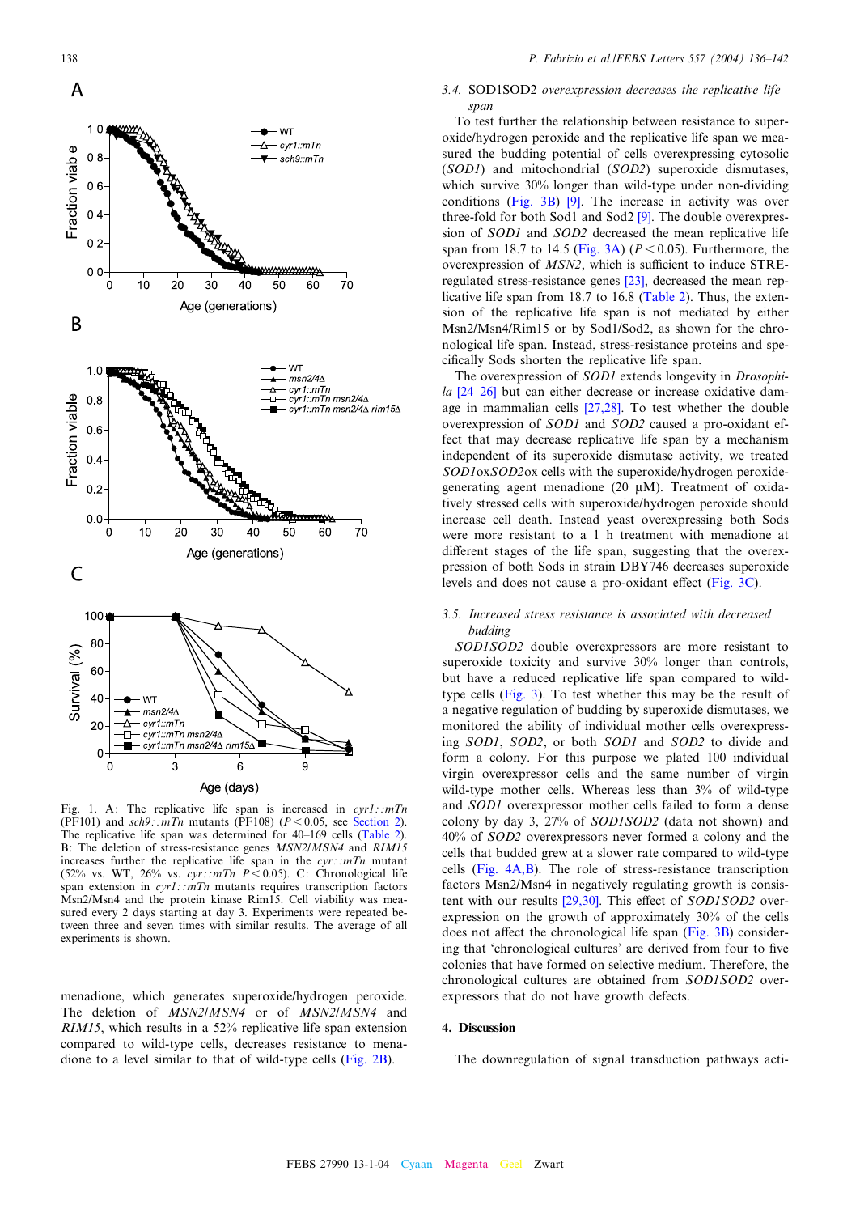Fig. 1. A: The replicative life span is increased in *cyr1::mTn* (PF101) and *sch9::mTn* mutants (PF108) ($P < 0.05$, see Section 2). The replicative life span was determined for 40–169 cells (Table 2). B: The deletion of stress-resistance genes *MSN2*/*MSN4* and *RIM15* increases further the replicative life span in the *cyr::mTn* mutant (52% vs. WT, 26% vs. *cyr::mTn* $P < 0.05$). C: Chronological life span extension in *cyr1::mTn* mutants requires transcription factors Msn2/Msn4 and the protein kinase Rim15. Cell viability was measured every 2 days starting at day 3. Experiments were repeated between three and seven times with similar results. The average of all experiments is shown.

menadione, which generates superoxide/hydrogen peroxide. The deletion of *MSN2*/*MSN4* or of *MSN2*/*MSN4* and *RIM15*, which results in a 52% replicative life span extension compared to wild-type cells, decreases resistance to menadione to a level similar to that of wild-type cells (Fig. 2B).

### 3.4. SOD1SOD2 *overexpression decreases the replicative life span*

To test further the relationship between resistance to superoxide/hydrogen peroxide and the replicative life span we measured the budding potential of cells overexpressing cytosolic (*SOD1*) and mitochondrial (*SOD2*) superoxide dismutases, which survive 30% longer than wild-type under non-dividing conditions (Fig. 3B) [9]. The increase in activity was over three-fold for both Sod1 and Sod2 [9]. The double overexpression of *SOD1* and *SOD2* decreased the mean replicative life span from 18.7 to 14.5 (Fig. 3A) ($P < 0.05$). Furthermore, the overexpression of *MSN2*, which is sufficient to induce STRE-regulated stress-resistance genes [23], decreased the mean replicative life span from 18.7 to 16.8 (Table 2). Thus, the extension of the replicative life span is not mediated by either Msn2/Msn4/Rim15 or by Sod1/Sod2, as shown for the chronological life span. Instead, stress-resistance proteins and specifically Sods shorten the replicative life span.

The overexpression of *SOD1* extends longevity in *Drosophila* [24–26] but can either decrease or increase oxidative damage in mammalian cells [27,28]. To test whether the double overexpression of *SOD1* and *SOD2* caused a pro-oxidant effect that may decrease replicative life span by a mechanism independent of its superoxide dismutase activity, we treated *SOD1*ox*SOD2*ox cells with the superoxide/hydrogen peroxide-generating agent menadione (20 μM). Treatment of oxidatively stressed cells with superoxide/hydrogen peroxide should increase cell death. Instead yeast overexpressing both Sods were more resistant to a 1 h treatment with menadione at different stages of the life span, suggesting that the overexpression of both Sods in strain DBY746 decreases superoxide levels and does not cause a pro-oxidant effect (Fig. 3C).

### 3.5. *Increased stress resistance is associated with decreased budding*

*SOD1SOD2* double overexpressors are more resistant to superoxide toxicity and survive 30% longer than controls, but have a reduced replicative life span compared to wild-type cells (Fig. 3). To test whether this may be the result of a negative regulation of budding by superoxide dismutases, we monitored the ability of individual mother cells overexpressing *SOD1*, *SOD2*, or both *SOD1* and *SOD2* to divide and form a colony. For this purpose we plated 100 individual virgin overexpressor cells and the same number of virgin wild-type mother cells. Whereas less than 3% of wild-type and *SOD1* overexpressor mother cells failed to form a dense colony by day 3, 27% of *SOD1SOD2* (data not shown) and 40% of *SOD2* overexpressors never formed a colony and the cells that budded grew at a slower rate compared to wild-type cells (Fig. 4A,B). The role of stress-resistance transcription factors Msn2/Msn4 in negatively regulating growth is consistent with our results [29,30]. This effect of *SOD1SOD2* overexpression on the growth of approximately 30% of the cells does not affect the chronological life span (Fig. 3B) considering that 'chronological cultures' are derived from four to five colonies that have formed on selective medium. Therefore, the chronological cultures are obtained from *SOD1SOD2* overexpressors that do not have growth defects.

## 4. Discussion

The downregulation of signal transduction pathways acti-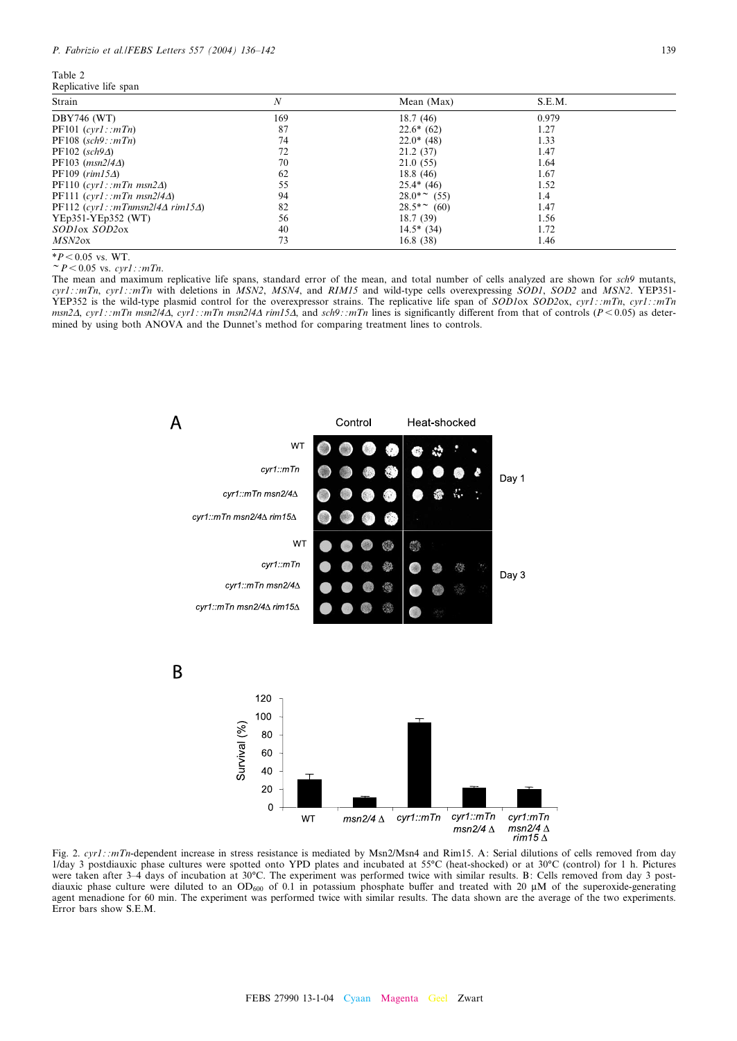Table 2
Replicative life span

| Strain | N | Mean (Max) | S.E.M. |
|---|---|---|---|
| DBY746 (WT) | 169 | 18.7 (46) | 0.979 |
| PF101 (*cyr1::mTn*) | 87 | 22.6* (62) | 1.27 |
| PF108 (*sch9::mTn*) | 74 | 22.0* (48) | 1.33 |
| PF102 (*sch9Δ*) | 72 | 21.2 (37) | 1.47 |
| PF103 (*msn2/4Δ*) | 70 | 21.0 (55) | 1.64 |
| PF109 (*rim15Δ*) | 62 | 18.8 (46) | 1.67 |
| PF110 (*cyr1::mTn msn2Δ*) | 55 | 25.4* (46) | 1.52 |
| PF111 (*cyr1::mTn msn2/4Δ*) | 94 | 28.0*~ (55) | 1.4 |
| PF112 (*cyr1::mTnmsn2/4Δ rim15Δ*) | 82 | 28.5*~ (60) | 1.47 |
| YEp351-YEp352 (WT) | 56 | 18.7 (39) | 1.56 |
| *SOD1*ox *SOD2*ox | 40 | 14.5* (34) | 1.72 |
| *MSN2*ox | 73 | 16.8 (38) | 1.46 |

*$P < 0.05$ vs. WT.
~$P < 0.05$ vs. *cyr1::mTn*.
The mean and maximum replicative life spans, standard error of the mean, and total number of cells analyzed are shown for *sch9* mutants, *cyr1::mTn*, *cyr1::mTn* with deletions in *MSN2*, *MSN4*, and *RIM15* and wild-type cells overexpressing *SOD1*, *SOD2* and *MSN2*. YEP351-YEP352 is the wild-type plasmid control for the overexpressor strains. The replicative life span of *SOD1*ox *SOD2*ox, *cyr1::mTn*, *cyr1::mTn msn2Δ*, *cyr1::mTn msn2/4Δ*, *cyr1::mTn msn2/4Δ rim15Δ*, and *sch9::mTn* lines is significantly different from that of controls ($P < 0.05$) as determined by using both ANOVA and the Dunnet's method for comparing treatment lines to controls.

Fig. 2. *cyr1::mTn*-dependent increase in stress resistance is mediated by Msn2/Msn4 and Rim15. A: Serial dilutions of cells removed from day 1/day 3 postdiauxic phase cultures were spotted onto YPD plates and incubated at 55°C (heat-shocked) or at 30°C (control) for 1 h. Pictures were taken after 3–4 days of incubation at 30°C. The experiment was performed twice with similar results. B: Cells removed from day 3 postdiauxic phase culture were diluted to an $OD_{600}$ of 0.1 in potassium phosphate buffer and treated with 20 μM of the superoxide-generating agent menadione for 60 min. The experiment was performed twice with similar results. The data shown are the average of the two experiments. Error bars show S.E.M.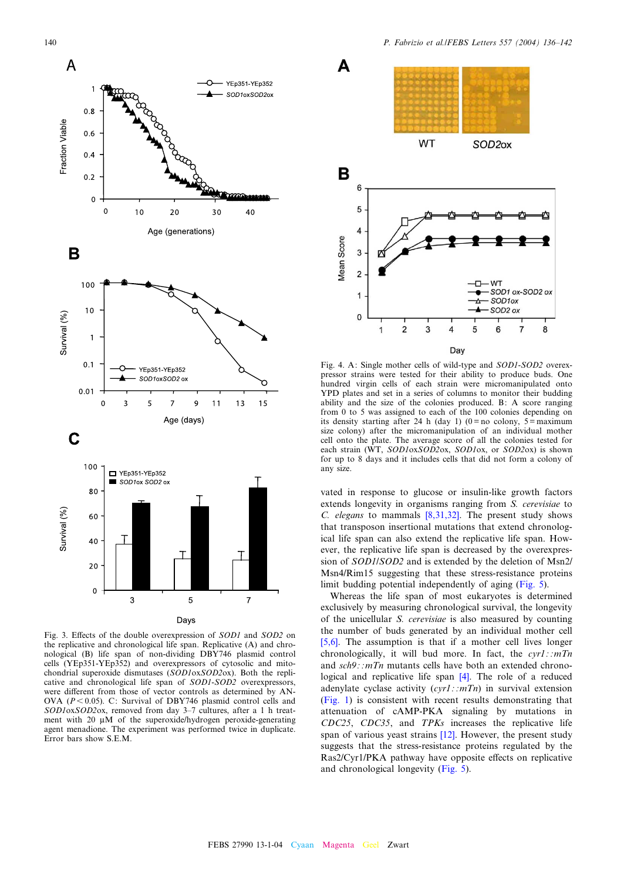Fig. 3. Effects of the double overexpression of *SOD1* and *SOD2* on the replicative and chronological life span. Replicative (A) and chronological (B) life span of non-dividing DBY746 plasmid control cells (YEp351-YEp352) and overexpressors of cytosolic and mitochondrial superoxide dismutases (*SOD1*ox*SOD2*ox). Both the replicative and chronological life span of *SOD1-SOD2* overexpressors, were different from those of vector controls as determined by ANOVA ($P < 0.05$). C: Survival of DBY746 plasmid control cells and *SOD1*ox*SOD2*ox, removed from day 3–7 cultures, after a 1 h treatment with 20 μM of the superoxide/hydrogen peroxide-generating agent menadione. The experiment was performed twice in duplicate. Error bars show S.E.M.

Fig. 4. A: Single mother cells of wild-type and *SOD1-SOD2* overexpressor strains were tested for their ability to produce buds. One hundred virgin cells of each strain were micromanipulated onto YPD plates and set in a series of columns to monitor their budding ability and the size of the colonies produced. B: A score ranging from 0 to 5 was assigned to each of the 100 colonies depending on its density starting after 24 h (day 1) (0 = no colony, 5 = maximum size colony) after the micromanipulation of an individual mother cell onto the plate. The average score of all the colonies tested for each strain (WT, *SOD1*ox*SOD2*ox, *SOD1*ox, or *SOD2*ox) is shown for up to 8 days and it includes cells that did not form a colony of any size.

vated in response to glucose or insulin-like growth factors extends longevity in organisms ranging from *S. cerevisiae* to *C. elegans* to mammals [8,31,32]. The present study shows that transposon insertional mutations that extend chronological life span can also extend the replicative life span. However, the replicative life span is decreased by the overexpression of *SOD1*/*SOD2* and is extended by the deletion of Msn2/Msn4/Rim15 suggesting that these stress-resistance proteins limit budding potential independently of aging (Fig. 5).

Whereas the life span of most eukaryotes is determined exclusively by measuring chronological survival, the longevity of the unicellular *S. cerevisiae* is also measured by counting the number of buds generated by an individual mother cell [5,6]. The assumption is that if a mother cell lives longer chronologically, it will bud more. In fact, the *cyr1::mTn* and *sch9::mTn* mutants cells have both an extended chronological and replicative life span [4]. The role of a reduced adenylate cyclase activity (*cyr1::mTn*) in survival extension (Fig. 1) is consistent with recent results demonstrating that attenuation of cAMP-PKA signaling by mutations in *CDC25*, *CDC35*, and *TPKs* increases the replicative life span of various yeast strains [12]. However, the present study suggests that the stress-resistance proteins regulated by the Ras2/Cyr1/PKA pathway have opposite effects on replicative and chronological longevity (Fig. 5).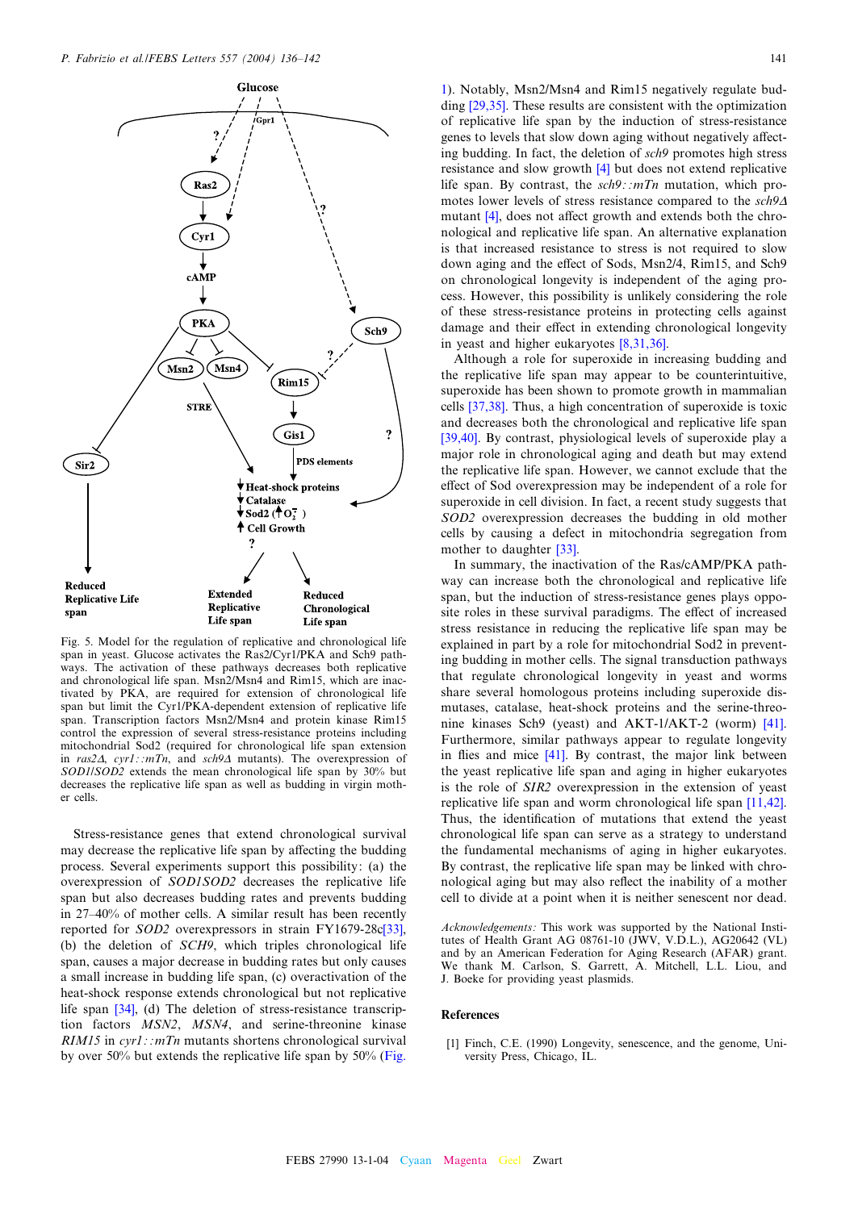Fig. 5. Model for the regulation of replicative and chronological life span in yeast. Glucose activates the Ras2/Cyr1/PKA and Sch9 pathways. The activation of these pathways decreases both replicative and chronological life span. Msn2/Msn4 and Rim15, which are inactivated by PKA, are required for extension of chronological life span but limit the Cyr1/PKA-dependent extension of replicative life span. Transcription factors Msn2/Msn4 and protein kinase Rim15 control the expression of several stress-resistance proteins including mitochondrial Sod2 (required for chronological life span extension in *ras2Δ*, *cyr1::mTn*, and *sch9Δ* mutants). The overexpression of *SOD1*/*SOD2* extends the mean chronological life span by 30% but decreases the replicative life span as well as budding in virgin mother cells.

Stress-resistance genes that extend chronological survival may decrease the replicative life span by affecting the budding process. Several experiments support this possibility: (a) the overexpression of *SOD1SOD2* decreases the replicative life span but also decreases budding rates and prevents budding in 27–40% of mother cells. A similar result has been recently reported for *SOD2* overexpressors in strain FY1679-28c[33], (b) the deletion of *SCH9*, which triples chronological life span, causes a major decrease in budding rates but only causes a small increase in budding life span, (c) overactivation of the heat-shock response extends chronological but not replicative life span [34], (d) The deletion of stress-resistance transcription factors *MSN2*, *MSN4*, and serine-threonine kinase *RIM15* in *cyr1::mTn* mutants shortens chronological survival by over 50% but extends the replicative life span by 50% (Fig. 1). Notably, Msn2/Msn4 and Rim15 negatively regulate budding [29,35]. These results are consistent with the optimization of replicative life span by the induction of stress-resistance genes to levels that slow down aging without negatively affecting budding. In fact, the deletion of *sch9* promotes high stress resistance and slow growth [4] but does not extend replicative life span. By contrast, the *sch9::mTn* mutation, which promotes lower levels of stress resistance compared to the *sch9Δ* mutant [4], does not affect growth and extends both the chronological and replicative life span. An alternative explanation is that increased resistance to stress is not required to slow down aging and the effect of Sods, Msn2/4, Rim15, and Sch9 on chronological longevity is independent of the aging process. However, this possibility is unlikely considering the role of these stress-resistance proteins in protecting cells against damage and their effect in extending chronological longevity in yeast and higher eukaryotes [8,31,36].

Although a role for superoxide in increasing budding and the replicative life span may appear to be counterintuitive, superoxide has been shown to promote growth in mammalian cells [37,38]. Thus, a high concentration of superoxide is toxic and decreases both the chronological and replicative life span [39,40]. By contrast, physiological levels of superoxide play a major role in chronological aging and death but may extend the replicative life span. However, we cannot exclude that the effect of Sod overexpression may be independent of a role for superoxide in cell division. In fact, a recent study suggests that *SOD2* overexpression decreases the budding in old mother cells by causing a defect in mitochondria segregation from mother to daughter [33].

In summary, the inactivation of the Ras/cAMP/PKA pathway can increase both the chronological and replicative life span, but the induction of stress-resistance genes plays opposite roles in these survival paradigms. The effect of increased stress resistance in reducing the replicative life span may be explained in part by a role for mitochondrial Sod2 in preventing budding in mother cells. The signal transduction pathways that regulate chronological longevity in yeast and worms share several homologous proteins including superoxide dismutases, catalase, heat-shock proteins and the serine-threonine kinases Sch9 (yeast) and AKT-1/AKT-2 (worm) [41]. Furthermore, similar pathways appear to regulate longevity in flies and mice [41]. By contrast, the major link between the yeast replicative life span and aging in higher eukaryotes is the role of *SIR2* overexpression in the extension of yeast replicative life span and worm chronological life span [11,42]. Thus, the identification of mutations that extend the yeast chronological life span can serve as a strategy to understand the fundamental mechanisms of aging in higher eukaryotes. By contrast, the replicative life span may be linked with chronological aging but may also reflect the inability of a mother cell to divide at a point when it is neither senescent nor dead.

*Acknowledgements:* This work was supported by the National Institutes of Health Grant AG 08761-10 (JWV, V.D.L.), AG20642 (VL) and by an American Federation for Aging Research (AFAR) grant. We thank M. Carlson, S. Garrett, A. Mitchell, L.L. Liou, and J. Boeke for providing yeast plasmids.

## References

[1] Finch, C.E. (1990) Longevity, senescence, and the genome, University Press, Chicago, IL.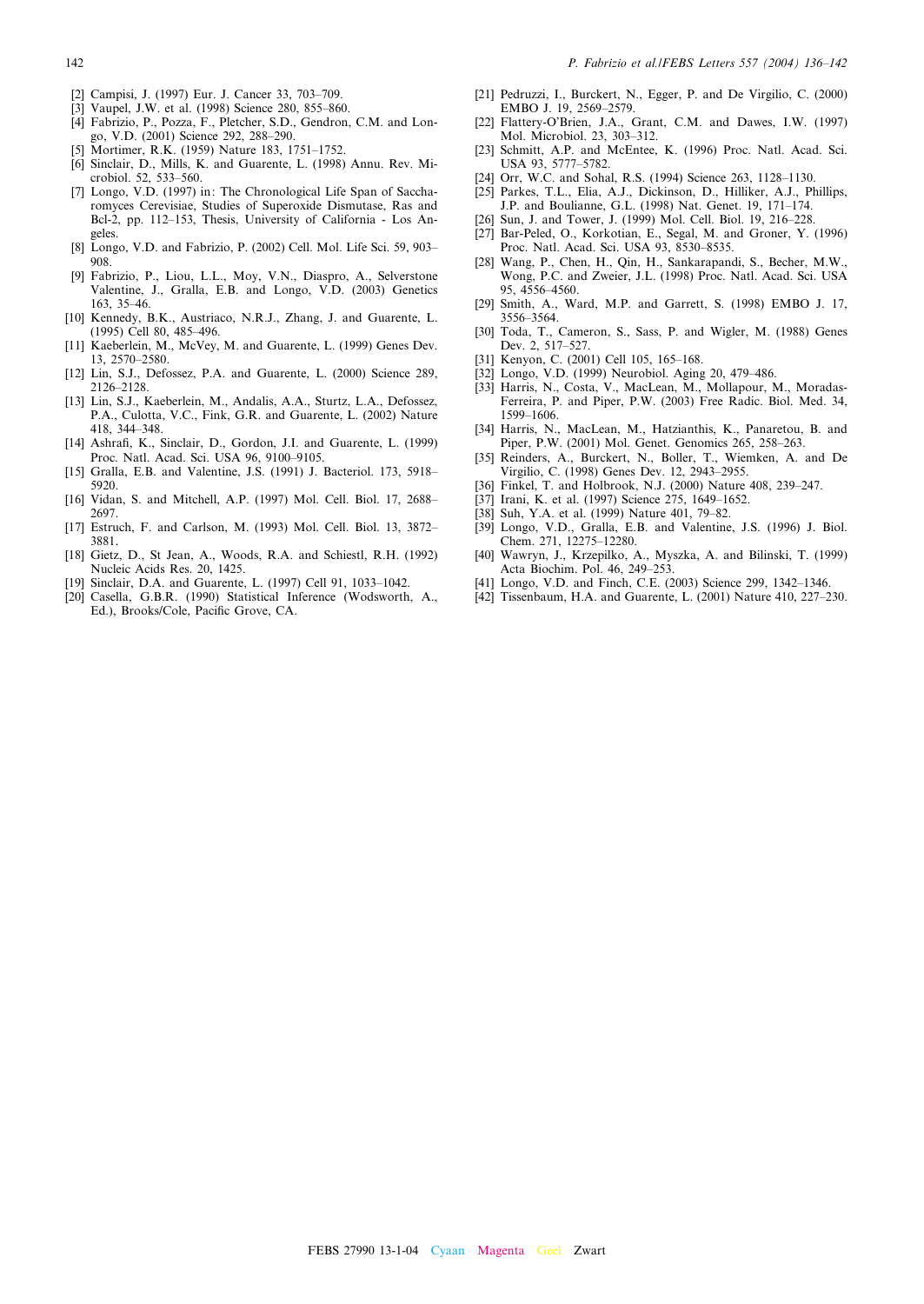[2] Campisi, J. (1997) Eur. J. Cancer 33, 703–709.
[3] Vaupel, J.W. et al. (1998) Science 280, 855–860.
[4] Fabrizio, P., Pozza, F., Pletcher, S.D., Gendron, C.M. and Longo, V.D. (2001) Science 292, 288–290.
[5] Mortimer, R.K. (1959) Nature 183, 1751–1752.
[6] Sinclair, D., Mills, K. and Guarente, L. (1998) Annu. Rev. Microbiol. 52, 533–560.
[7] Longo, V.D. (1997) in: The Chronological Life Span of Saccharomyces Cerevisiae, Studies of Superoxide Dismutase, Ras and Bcl-2, pp. 112–153, Thesis, University of California - Los Angeles.
[8] Longo, V.D. and Fabrizio, P. (2002) Cell. Mol. Life Sci. 59, 903–908.
[9] Fabrizio, P., Liou, L.L., Moy, V.N., Diaspro, A., Selverstone Valentine, J., Gralla, E.B. and Longo, V.D. (2003) Genetics 163, 35–46.
[10] Kennedy, B.K., Austriaco, N.R.J., Zhang, J. and Guarente, L. (1995) Cell 80, 485–496.
[11] Kaeberlein, M., McVey, M. and Guarente, L. (1999) Genes Dev. 13, 2570–2580.
[12] Lin, S.J., Defossez, P.A. and Guarente, L. (2000) Science 289, 2126–2128.
[13] Lin, S.J., Kaeberlein, M., Andalis, A.A., Sturtz, L.A., Defossez, P.A., Culotta, V.C., Fink, G.R. and Guarente, L. (2002) Nature 418, 344–348.
[14] Ashrafi, K., Sinclair, D., Gordon, J.I. and Guarente, L. (1999) Proc. Natl. Acad. Sci. USA 96, 9100–9105.
[15] Gralla, E.B. and Valentine, J.S. (1991) J. Bacteriol. 173, 5918–5920.
[16] Vidan, S. and Mitchell, A.P. (1997) Mol. Cell. Biol. 17, 2688–2697.
[17] Estruch, F. and Carlson, M. (1993) Mol. Cell. Biol. 13, 3872–3881.
[18] Gietz, D., St Jean, A., Woods, R.A. and Schiestl, R.H. (1992) Nucleic Acids Res. 20, 1425.
[19] Sinclair, D.A. and Guarente, L. (1997) Cell 91, 1033–1042.
[20] Casella, G.B.R. (1990) Statistical Inference (Wodsworth, A., Ed.), Brooks/Cole, Pacific Grove, CA.
[21] Pedruzzi, I., Burckert, N., Egger, P. and De Virgilio, C. (2000) EMBO J. 19, 2569–2579.
[22] Flattery-O'Brien, J.A., Grant, C.M. and Dawes, I.W. (1997) Mol. Microbiol. 23, 303–312.
[23] Schmitt, A.P. and McEntee, K. (1996) Proc. Natl. Acad. Sci. USA 93, 5777–5782.
[24] Orr, W.C. and Sohal, R.S. (1994) Science 263, 1128–1130.
[25] Parkes, T.L., Elia, A.J., Dickinson, D., Hilliker, A.J., Phillips, J.P. and Boulianne, G.L. (1998) Nat. Genet. 19, 171–174.
[26] Sun, J. and Tower, J. (1999) Mol. Cell. Biol. 19, 216–228.
[27] Bar-Peled, O., Korkotian, E., Segal, M. and Groner, Y. (1996) Proc. Natl. Acad. Sci. USA 93, 8530–8535.
[28] Wang, P., Chen, H., Qin, H., Sankarapandi, S., Becher, M.W., Wong, P.C. and Zweier, J.L. (1998) Proc. Natl. Acad. Sci. USA 95, 4556–4560.
[29] Smith, A., Ward, M.P. and Garrett, S. (1998) EMBO J. 17, 3556–3564.
[30] Toda, T., Cameron, S., Sass, P. and Wigler, M. (1988) Genes Dev. 2, 517–527.
[31] Kenyon, C. (2001) Cell 105, 165–168.
[32] Longo, V.D. (1999) Neurobiol. Aging 20, 479–486.
[33] Harris, N., Costa, V., MacLean, M., Mollapour, M., Moradas-Ferreira, P. and Piper, P.W. (2003) Free Radic. Biol. Med. 34, 1599–1606.
[34] Harris, N., MacLean, M., Hatzianthis, K., Panaretou, B. and Piper, P.W. (2001) Mol. Genet. Genomics 265, 258–263.
[35] Reinders, A., Burckert, N., Boller, T., Wiemken, A. and De Virgilio, C. (1998) Genes Dev. 12, 2943–2955.
[36] Finkel, T. and Holbrook, N.J. (2000) Nature 408, 239–247.
[37] Irani, K. et al. (1997) Science 275, 1649–1652.
[38] Suh, Y.A. et al. (1999) Nature 401, 79–82.
[39] Longo, V.D., Gralla, E.B. and Valentine, J.S. (1996) J. Biol. Chem. 271, 12275–12280.
[40] Wawryn, J., Krzepilko, A., Myszka, A. and Bilinski, T. (1999) Acta Biochim. Pol. 46, 249–253.
[41] Longo, V.D. and Finch, C.E. (2003) Science 299, 1342–1346.
[42] Tissenbaum, H.A. and Guarente, L. (2001) Nature 410, 227–230.